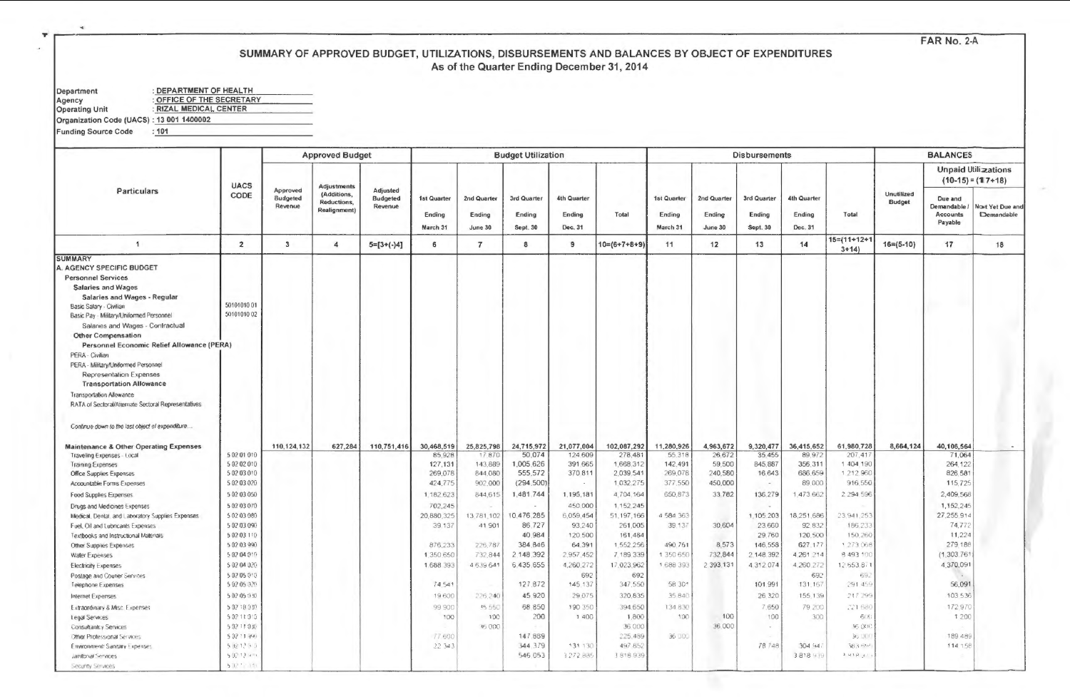FAR No. 2-A

# SUMMARY OF APPROVED BUDGET, UTILIZATIONS, DISBURSEMENTS AND BALANCES BY OBJECT OF EXPENDITURES

As of the Quarter Ending December 31, 2014

Department : DEPARTMENT OF HEALTH
Agency : OFFICE OF THE SECRETARY
Operating Unit : RIZAL MEDICAL CENTER
Organization Code (UACS) : 13 001 1400002
Funding Source Code : 101

| Particulars | UACS CODE | Approved Budget | | | Budget Utilization | | | | | Disbursements | | | | | BALANCES | | |
|---|---|---|---|---|---|---|---|---|---|---|---|---|---|---|---|---|---|
| | | Approved Budgeted Revenue | Adjustments (Additions, Reductions, Realignment) | Adjusted Budgeted Revenue | 1st Quarter Ending March 31 | 2nd Quarter Ending June 30 | 3rd Quarter Ending Sept. 30 | 4th Quarter Ending Dec. 31 | Total | 1st Quarter Ending March 31 | 2nd Quarter Ending June 30 | 3rd Quarter Ending Sept. 30 | 4th Quarter Ending Dec. 31 | Total | Unutilized Budget | Unpaid Utilizations (10-15) = (17+18) | |
| | | | | | | | | | | | | | | | | Due and Demandable / Accounts Payable | Not Yet Due and Demandable |
| 1 | 2 | 3 | 4 | 5=[3+(-)4] | 6 | 7 | 8 | 9 | 10=(6+7+8+9) | 11 | 12 | 13 | 14 | 15=(11+12+13+14) | 16=(5-10) | 17 | 18 |
| **SUMMARY** | | | | | | | | | | | | | | | | | |
| **A. AGENCY SPECIFIC BUDGET** | | | | | | | | | | | | | | | | | |
| **Personnel Services** | | | | | | | | | | | | | | | | | |
| **Salaries and Wages** | | | | | | | | | | | | | | | | | |
| **Salaries and Wages - Regular** | | | | | | | | | | | | | | | | | |
| Basic Salary - Civilian | 50101010 01 | | | | | | | | | | | | | | | | |
| Basic Pay - Military/Uniformed Personnel | 50101010 02 | | | | | | | | | | | | | | | | |
| Salaries and Wages - Contractual | | | | | | | | | | | | | | | | | |
| **Other Compensation** | | | | | | | | | | | | | | | | | |
| **Personnel Economic Relief Allowance (PERA)** | | | | | | | | | | | | | | | | | |
| PERA - Civilian | | | | | | | | | | | | | | | | | |
| PERA - Military/Uniformed Personnel | | | | | | | | | | | | | | | | | |
| Representation Expenses | | | | | | | | | | | | | | | | | |
| **Transportation Allowance** | | | | | | | | | | | | | | | | | |
| Transportation Allowance | | | | | | | | | | | | | | | | | |
| RATA of Sectoral/Alternate Sectoral Representatives | | | | | | | | | | | | | | | | | |
| *Continue down to the last object of expenditure...* | | | | | | | | | | | | | | | | | |
| **Maintenance & Other Operating Expenses** | | 110,124,132 | 627,284 | 110,751,416 | 30,468,519 | 25,825,798 | 24,715,972 | 21,077,004 | 102,087,292 | 11,280,926 | 4,963,672 | 9,320,477 | 36,415,652 | 61,980,728 | 8,664,124 | 40,106,564 | - |
| Traveling Expenses - Local | 5 02 01 010 | | | | 85,928 | 17,870 | 50,074 | 124,609 | 278,481 | 55,318 | 26,672 | 35,455 | 89,972 | 207,417 | | 71,064 | |
| Training Expenses | 5 02 02 010 | | | | 127,131 | 143,889 | 1,005,626 | 391,665 | 1,668,312 | 142,491 | 59,500 | 845,887 | 356,311 | 1,404,190 | | 264,122 | |
| Office Supplies Expenses | 5 02 03 010 | | | | 269,078 | 844,080 | 555,572 | 370,811 | 2,039,541 | 269,078 | 240,580 | 16,643 | 686,659 | 1,212,960 | | 826,581 | |
| Accountable Forms Expenses | 5 02 03 020 | | | | 424,775 | 902,000 | (294,500) | - | 1,032,275 | 377,550 | 450,000 | - | 89,000 | 916,550 | | 115,725 | |
| Food Supplies Expenses | 5 02 03 050 | | | | 1,182,623 | 844,615 | 1,481,744 | 1,195,181 | 4,704,164 | 650,873 | 33,782 | 136,279 | 1,473,662 | 2,294,596 | | 2,409,568 | |
| Drugs and Medicines Expenses | 5 02 03 070 | | | | 702,245 | - | - | 450,000 | 1,152,245 | | | | | | | 1,152,245 | |
| Medical, Dental and Laboratory Supplies Expenses | 5 02 03 080 | | | | 20,880,325 | 13,781,102 | 10,476,285 | 6,059,454 | 51,197,166 | 4,584,363 | | 1,105,203 | 18,251,686 | 23,941,253 | | 27,255,914 | |
| Fuel, Oil and Lubricants Expenses | 5 02 03 090 | | | | 39,137 | 41,901 | 86,727 | 93,240 | 261,005 | 39,137 | 30,604 | 23,660 | 92,832 | 186,233 | | 74,772 | |
| Textbooks and Instructional Materials | 5 02 03 110 | | | | | | 40,984 | 120,500 | 161,484 | | | 29,760 | 120,500 | 150,260 | | 11,224 | |
| Other Supplies Expenses | 5 02 03 990 | | | | 876,233 | 225,787 | 384,846 | 64,391 | 1,552,256 | 490,751 | 8,573 | 146,558 | 627,177 | 1,273,068 | | 279,188 | |
| Water Expenses | 5 02 04 010 | | | | 1,350,650 | 732,844 | 2,148,392 | 2,957,452 | 7,189,339 | 1,350,650 | 732,844 | 2,148,392 | 4,261,214 | 8,493,100 | | (1,303,761) | |
| Electricity Expenses | 5 02 04 020 | | | | 1,688,393 | 4,639,641 | 6,435,655 | 4,260,272 | 17,023,962 | 1,688,393 | 2,393,131 | 4,312,074 | 4,260,272 | 12,653,871 | | 4,370,091 | |
| Postage and Courier Services | 5 02 05 010 | | | | | | | 692 | 692 | | | | 692 | 692 | | - | |
| Telephone Expenses | 5 02 05 020 | | | | 74,541 | | 127,872 | 145,137 | 347,550 | 58,301 | | 101,991 | 131,167 | 291,459 | | 56,091 | |
| Internet Expenses | 5 02 05 030 | | | | 19,600 | 226,240 | 45,920 | 29,075 | 320,835 | 35,840 | | 26,320 | 155,139 | 217,299 | | 103,536 | |
| Extraordinary & Misc. Expenses | 5 02 10 030 | | | | 99,900 | 45,550 | 68,850 | 190,350 | 394,650 | 134,830 | | 7,650 | 79,200 | 221,680 | | 172,970 | |
| Legal Services | 5 02 11 010 | | | | 100 | 100 | 200 | 1,400 | 1,800 | 100 | 100 | 100 | 300 | 600 | | 1,200 | |
| Consultancy Services | 5 02 11 030 | | | | | 36,000 | | | 36,000 | | 36,000 | - | | 36,000 | | - | |
| Other Professional Services | 5 02 11 990 | | | | 77,600 | | 147,889 | | 225,489 | 36,000 | | | | 36,000 | | 189,489 | |
| Environment/ Sanitary Expenses | 5 02 12 010 | | | | 22,343 | | 344,379 | 131,130 | 497,852 | | | 78,748 | 304,947 | 383,695 | | 114,158 | |
| Janitorial Services | 5 02 12 020 | | | | | | 546,053 | 3,272,885 | 3,818,939 | | | | 3,818,939 | 3,818,939 | | | |
| Security Services | 5 02 12 030 | | | | | | | | | | | | | | | | |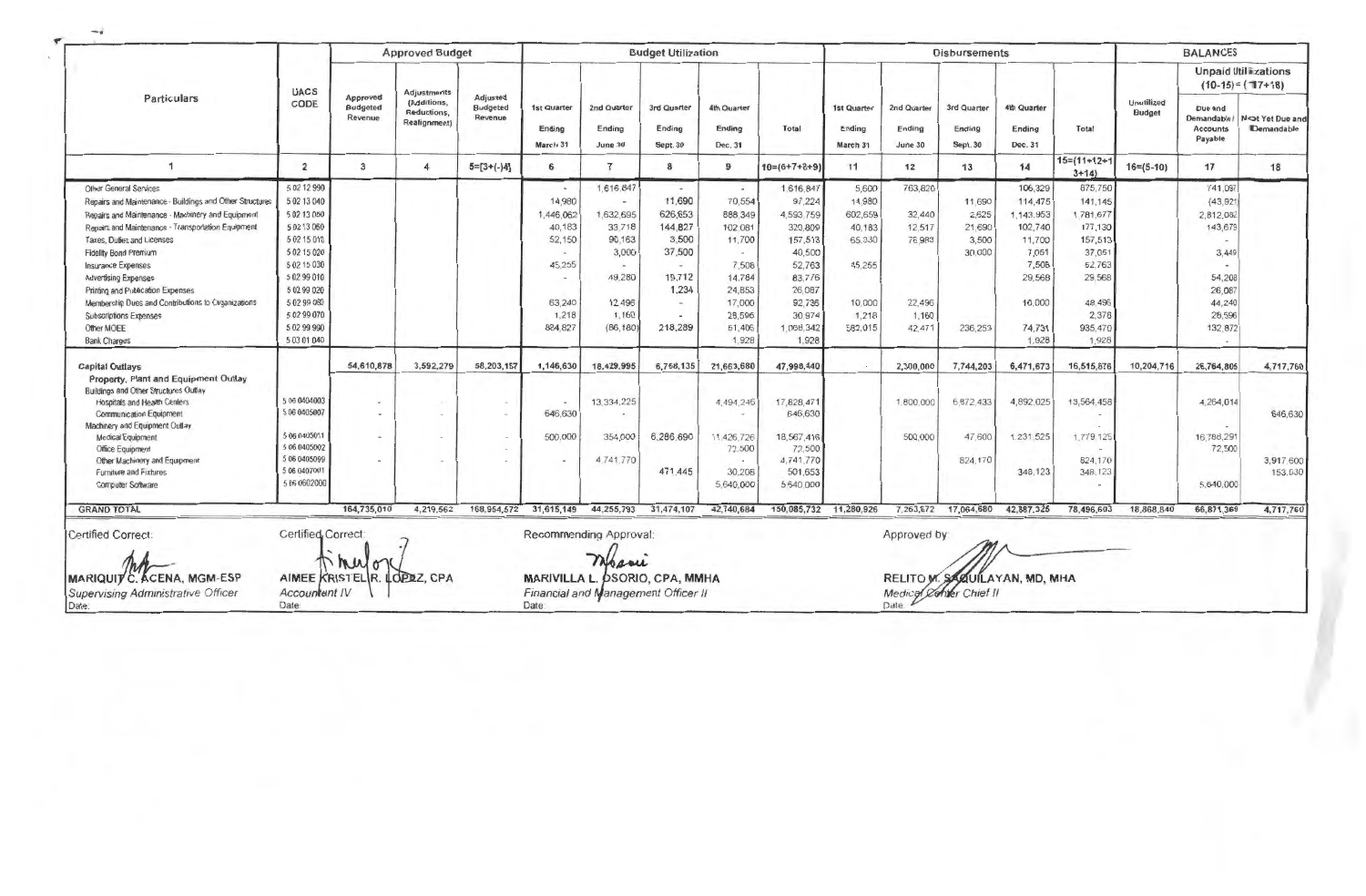| Particulars | UACS CODE | Approved Budget | | | Budget Utilization | | | | | Disbursements | | | | | BALANCES | | |
|---|---|---|---|---|---|---|---|---|---|---|---|---|---|---|---|---|---|
| | | Approved Budgeted Revenue | Adjustments (Additions, Reductions, Realignment) | Adjusted Budgeted Revenue | 1st Quarter Ending March 31 | 2nd Quarter Ending June 30 | 3rd Quarter Ending Sept. 30 | 4th Quarter Ending Dec. 31 | Total | 1st Quarter Ending March 31 | 2nd Quarter Ending June 30 | 3rd Quarter Ending Sept. 30 | 4th Quarter Ending Dec. 31 | Total | Unutilized Budget | Unpaid Utilizations (10-15) = (17+18) Due and Demandable / Accounts Payable | Not Yet Due and Demandable |
| 1 | 2 | 3 | 4 | 5=[3+(-)4] | 6 | 7 | 8 | 9 | 10=(6+7+8+9) | 11 | 12 | 13 | 14 | 15=(11+12+13+14) | 16=(5-10) | 17 | 18 |
| Other General Services | 5 02 12 990 | | | | - | 1,616,847 | - | - | 1,616,847 | 5,600 | 763,820 | | 106,329 | 875,750 | | 741,097 | |
| Repairs and Maintenance - Buildings and Other Structures | 5 02 13 040 | | | | 14,980 | - | 11,690 | 70,554 | 97,224 | 14,980 | | 11,690 | 114,475 | 141,145 | | (43,921) | |
| Repairs and Maintenance - Machinery and Equipment | 5 02 13 050 | | | | 1,446,062 | 1,632,695 | 626,653 | 888,349 | 4,593,759 | 602,659 | 32,440 | 2,625 | 1,143,953 | 1,781,677 | | 2,812,082 | |
| Repairs and Maintenance - Transportation Equipment | 5 02 13 060 | | | | 40,183 | 33,718 | 144,827 | 102,081 | 320,809 | 40,183 | 12,517 | 21,690 | 102,740 | 177,130 | | 143,679 | |
| Taxes, Duties and Licenses | 5 02 15 010 | | | | 52,150 | 90,163 | 3,500 | 11,700 | 157,513 | 65,330 | 76,983 | 3,500 | 11,700 | 157,513 | | - | |
| Fidelity Bond Premium | 5 02 15 020 | | | | - | 3,000 | 37,500 | - | 40,500 | | | 30,000 | 7,051 | 37,051 | | 3,449 | |
| Insurance Expenses | 5 02 15 030 | | | | 45,255 | - | - | 7,508 | 52,763 | 45,255 | | | 7,508 | 52,763 | | - | |
| Advertising Expenses | 5 02 99 010 | | | | - | 49,280 | 19,712 | 14,784 | 83,776 | | | | 29,568 | 29,568 | | 54,208 | |
| Printing and Publication Expenses | 5 02 99 020 | | | | | | 1,234 | 24,853 | 26,087 | | | | | | | 26,087 | |
| Membership Dues and Contributions to Organizations | 5 02 99 060 | | | | 63,240 | 12,496 | - | 17,000 | 92,736 | 10,000 | 22,496 | | 16,000 | 48,496 | | 44,240 | |
| Subscriptions Expenses | 5 02 99 070 | | | | 1,218 | 1,160 | - | 28,596 | 30,974 | 1,218 | 1,160 | | | 2,378 | | 28,596 | |
| Other MOEE | 5 02 99 990 | | | | 884,827 | (86,180) | 218,289 | 61,406 | 1,068,342 | 582,015 | 42,471 | 236,253 | 74,731 | 935,470 | | 132,872 | |
| Bank Charges | 5 03 01 040 | | | | | | | 1,928 | 1,928 | | | | 1,928 | 1,928 | | - | |
| **Capital Outlays** | | 54,610,878 | 3,592,279 | 58,203,157 | 1,146,630 | 18,429,995 | 6,758,135 | 21,663,680 | 47,998,440 | - | 2,300,000 | 7,744,203 | 6,471,673 | 16,515,876 | 10,204,716 | 26,764,805 | 4,717,760 |
| **Property, Plant and Equipment Outlay** | | | | | | | | | | | | | | | | | |
| Buildings and Other Structures Outlay | | | | | | | | | | | | | | | | | |
| Hospitals and Health Centers | 5 06 0404003 | - | - | - | - | 13,334,225 | | 4,494,246 | 17,828,471 | | 1,800,000 | 6,872,433 | 4,892,025 | 13,564,458 | | 4,264,014 | |
| Communication Equipment | 5 06 0405007 | - | - | - | 646,630 | - | | - | 646,630 | | | | | - | | | 646,630 |
| Machinery and Equipment Outlay | | | | | | | | | | | | | | | | | |
| Medical Equipment | 5 06 0405011 | - | - | - | 500,000 | 354,000 | 6,286,690 | 11,426,726 | 18,567,416 | | 500,000 | 47,600 | 1,231,525 | 1,779,125 | | 16,788,291 | |
| Office Equipment | 5 06 0405002 | | | - | | | | 72,500 | 72,500 | | | | | - | | 72,500 | |
| Other Machinery and Equipment | 5 06 0405099 | - | - | - | - | 4,741,770 | | - | 4,741,770 | | | 824,170 | | 824,170 | | | 3,917,600 |
| Furniture and Fixtures | 5 06 0407001 | | | | | | 471,445 | 30,208 | 501,653 | | | | 348,123 | 348,123 | | | 153,530 |
| Computer Software | 5 06 0602000 | | | | | | | 5,640,000 | 5,640,000 | | | | | - | | 5,640,000 | |
| **GRAND TOTAL** | | 164,735,010 | 4,219,562 | 168,954,572 | 31,615,149 | 44,255,793 | 31,474,107 | 42,740,684 | 150,085,732 | 11,280,926 | 7,263,672 | 17,064,680 | 42,887,326 | 78,496,603 | 18,868,840 | 66,871,369 | 4,717,760 |

Certified Correct:

MARIQUIT C. ACENA, MGM-ESP
*Supervising Administrative Officer*
Date:

Certified Correct:

AIMEE KRISTEL R. LOPEZ, CPA
*Accountant IV*
Date:

Recommending Approval:

MARIVILLA L. OSORIO, CPA, MMHA
*Financial and Management Officer II*
Date:

Approved by:

RELITO M. SAQUILAYAN, MD, MHA
*Medical Center Chief II*
Date: